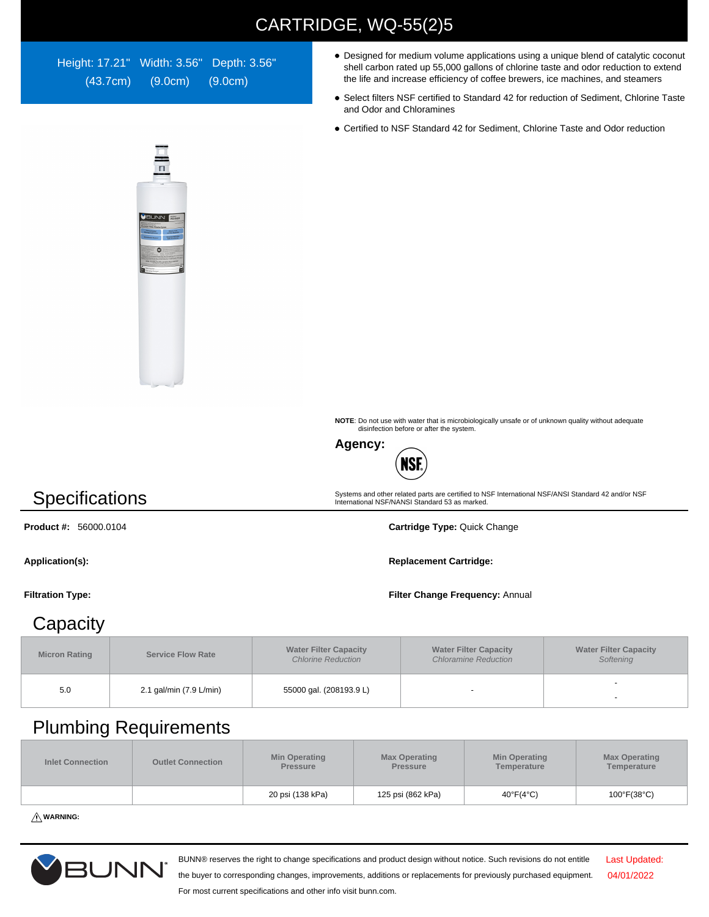# CARTRIDGE, WQ-55(2)5

Height: 17.21" (43.7cm) Width: 3.56" (9.0cm) Depth: 3.56" (9.0cm)

- Designed for medium volume applications using a unique blend of catalytic coconut shell carbon rated up 55,000 gallons of chlorine taste and odor reduction to extend the life and increase efficiency of coffee brewers, ice machines, and steamers
- Select filters NSF certified to Standard 42 for reduction of Sediment, Chlorine Taste and Odor and Chloramines
- Certified to NSF Standard 42 for Sediment, Chlorine Taste and Odor reduction

**NOTE**: Do not use with water that is microbiologically unsafe or of unknown quality without adequate disinfection before or after the system.

**Agency:** NSF

Systems and other related parts are certified to NSF International NSF/ANSI Standard 42 and/or NSF International NSF/NANSI Standard 53 as marked.

## Specifications

**Product #:** 56000.0104

**Cartridge Type:** Quick Change

**Application(s):**

**Replacement Cartridge:**

**Filtration Type:**

**Filter Change Frequency:** Annual

## Capacity

| Micron Rating | Service Flow Rate | Water Filter Capacity *Chlorine Reduction* | Water Filter Capacity *Chloramine Reduction* | Water Filter Capacity *Softening* |
|---|---|---|---|---|
| 5.0 | 2.1 gal/min (7.9 L/min) | 55000 gal. (208193.9 L) | - | - - |

## Plumbing Requirements

| Inlet Connection | Outlet Connection | Min Operating Pressure | Max Operating Pressure | Min Operating Temperature | Max Operating Temperature |
|---|---|---|---|---|---|
| | | 20 psi (138 kPa) | 125 psi (862 kPa) | 40°F(4°C) | 100°F(38°C) |

⚠ **WARNING:**

BUNN® reserves the right to change specifications and product design without notice. Such revisions do not entitle the buyer to corresponding changes, improvements, additions or replacements for previously purchased equipment. For most current specifications and other info visit bunn.com.

Last Updated: 04/01/2022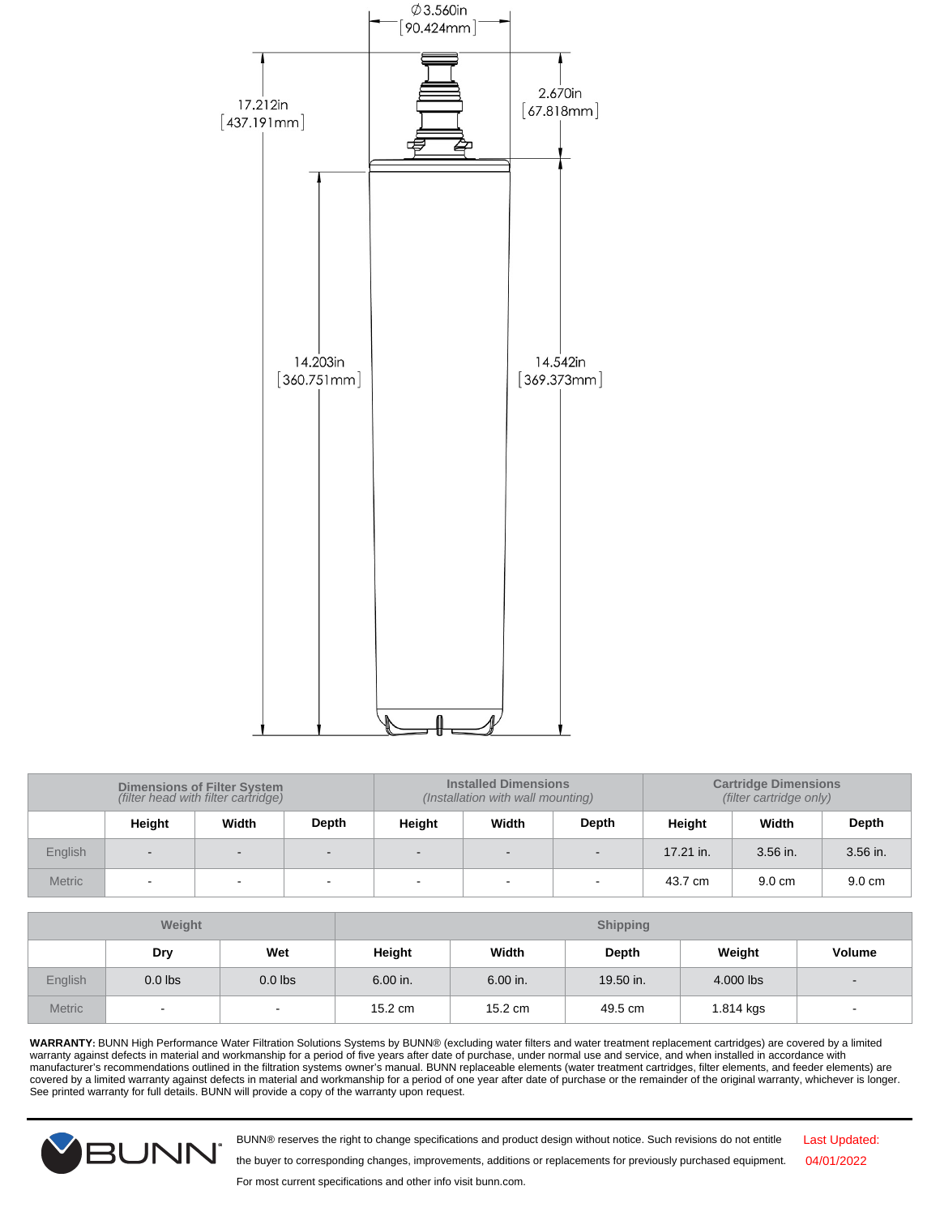Ø3.560in [90.424mm]

17.212in [437.191mm]

2.670in [67.818mm]

14.203in [360.751mm]

14.542in [369.373mm]

| | Dimensions of Filter System *(filter head with filter cartridge)* | | | Installed Dimensions *(Installation with wall mounting)* | | | Cartridge Dimensions *(filter cartridge only)* | | |
|---|---|---|---|---|---|---|---|---|---|
| | **Height** | **Width** | **Depth** | **Height** | **Width** | **Depth** | **Height** | **Width** | **Depth** |
| English | - | - | - | - | - | - | 17.21 in. | 3.56 in. | 3.56 in. |
| Metric | - | - | - | - | - | - | 43.7 cm | 9.0 cm | 9.0 cm |

| | Weight | | Shipping | | | | |
|---|---|---|---|---|---|---|---|
| | **Dry** | **Wet** | **Height** | **Width** | **Depth** | **Weight** | **Volume** |
| English | 0.0 lbs | 0.0 lbs | 6.00 in. | 6.00 in. | 19.50 in. | 4.000 lbs | - |
| Metric | - | - | 15.2 cm | 15.2 cm | 49.5 cm | 1.814 kgs | - |

**WARRANTY:** BUNN High Performance Water Filtration Solutions Systems by BUNN® (excluding water filters and water treatment replacement cartridges) are covered by a limited warranty against defects in material and workmanship for a period of five years after date of purchase, under normal use and service, and when installed in accordance with manufacturer's recommendations outlined in the filtration systems owner's manual. BUNN replaceable elements (water treatment cartridges, filter elements, and feeder elements) are covered by a limited warranty against defects in material and workmanship for a period of one year after date of purchase or the remainder of the original warranty, whichever is longer. See printed warranty for full details. BUNN will provide a copy of the warranty upon request.

BUNN® reserves the right to change specifications and product design without notice. Such revisions do not entitle the buyer to corresponding changes, improvements, additions or replacements for previously purchased equipment. For most current specifications and other info visit bunn.com.

Last Updated: 04/01/2022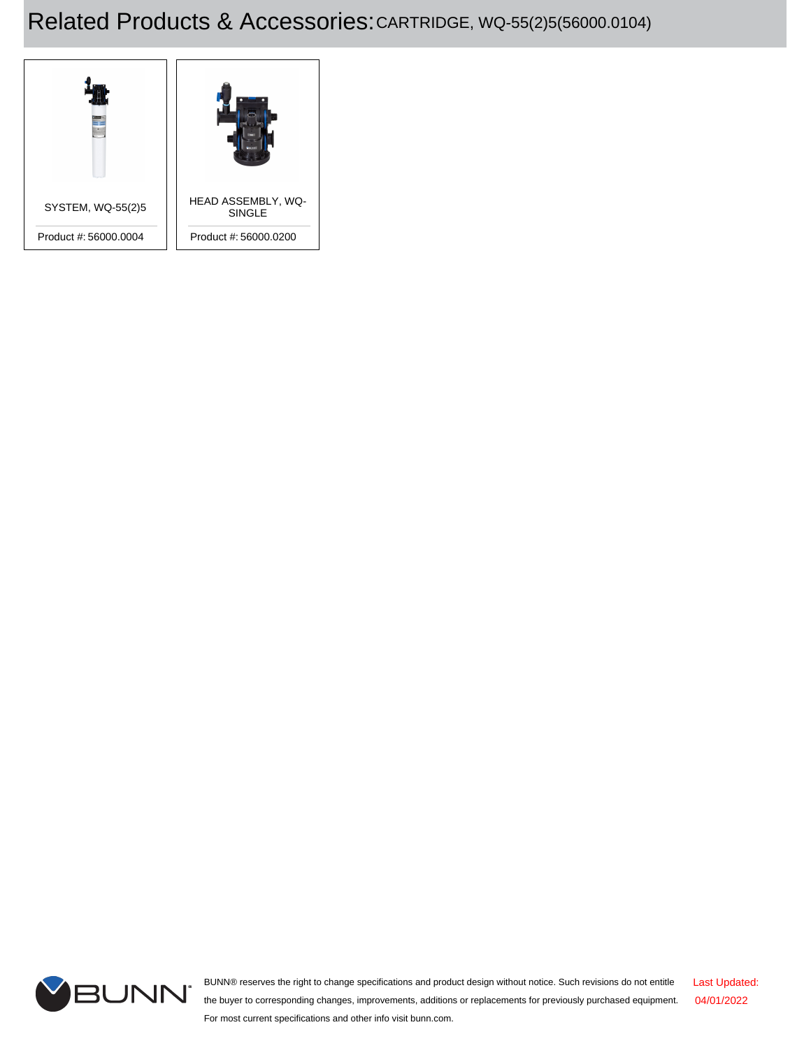# Related Products & Accessories: CARTRIDGE, WQ-55(2)5(56000.0104)

SYSTEM, WQ-55(2)5

Product #: 56000.0004

HEAD ASSEMBLY, WQ-SINGLE

Product #: 56000.0200

BUNN® reserves the right to change specifications and product design without notice. Such revisions do not entitle the buyer to corresponding changes, improvements, additions or replacements for previously purchased equipment. For most current specifications and other info visit bunn.com.

Last Updated: 04/01/2022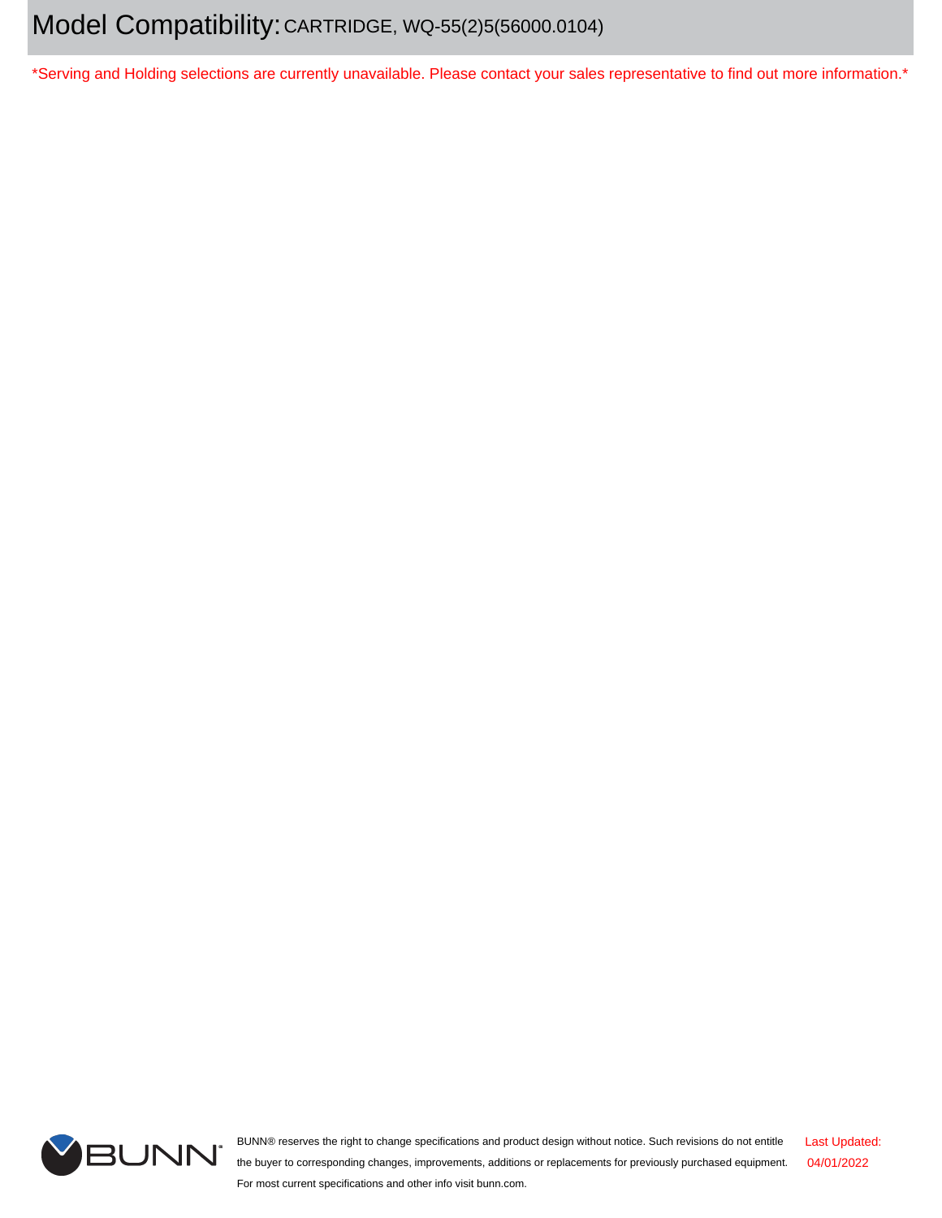# Model Compatibility: CARTRIDGE, WQ-55(2)5(56000.0104)

*Serving and Holding selections are currently unavailable. Please contact your sales representative to find out more information.*

BUNN® reserves the right to change specifications and product design without notice. Such revisions do not entitle the buyer to corresponding changes, improvements, additions or replacements for previously purchased equipment. For most current specifications and other info visit bunn.com.

Last Updated: 04/01/2022